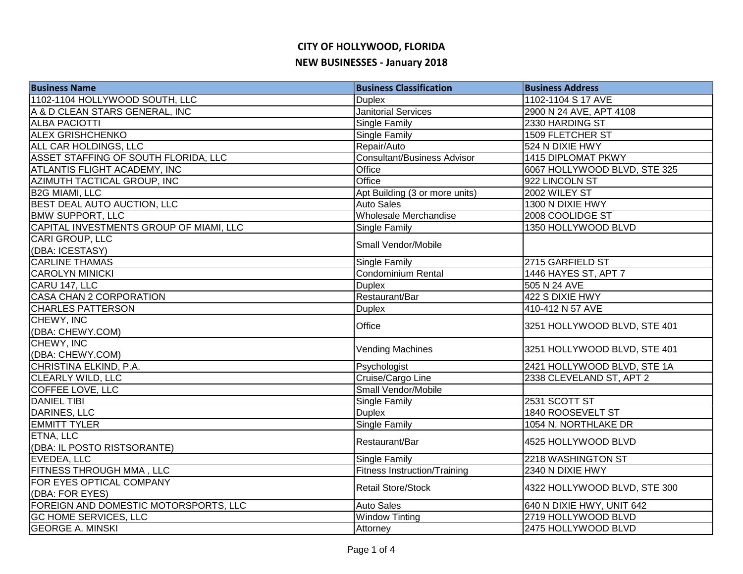# CITY OF HOLLYWOOD, FLORIDA

## NEW BUSINESSES - January 2018

| Business Name | Business Classification | Business Address |
|---|---|---|
| 1102-1104 HOLLYWOOD SOUTH, LLC | Duplex | 1102-1104 S 17 AVE |
| A & D CLEAN STARS GENERAL, INC | Janitorial Services | 2900 N 24 AVE, APT 4108 |
| ALBA PACIOTTI | Single Family | 2330 HARDING ST |
| ALEX GRISHCHENKO | Single Family | 1509 FLETCHER ST |
| ALL CAR HOLDINGS, LLC | Repair/Auto | 524 N DIXIE HWY |
| ASSET STAFFING OF SOUTH FLORIDA, LLC | Consultant/Business Advisor | 1415 DIPLOMAT PKWY |
| ATLANTIS FLIGHT ACADEMY, INC | Office | 6067 HOLLYWOOD BLVD, STE 325 |
| AZIMUTH TACTICAL GROUP, INC | Office | 922 LINCOLN ST |
| B2G MIAMI, LLC | Apt Building (3 or more units) | 2002 WILEY ST |
| BEST DEAL AUTO AUCTION, LLC | Auto Sales | 1300 N DIXIE HWY |
| BMW SUPPORT, LLC | Wholesale Merchandise | 2008 COOLIDGE ST |
| CAPITAL INVESTMENTS GROUP OF MIAMI, LLC | Single Family | 1350 HOLLYWOOD BLVD |
| CARI GROUP, LLC (DBA: ICESTASY) | Small Vendor/Mobile | |
| CARLINE THAMAS | Single Family | 2715 GARFIELD ST |
| CAROLYN MINICKI | Condominium Rental | 1446 HAYES ST, APT 7 |
| CARU 147, LLC | Duplex | 505 N 24 AVE |
| CASA CHAN 2 CORPORATION | Restaurant/Bar | 422 S DIXIE HWY |
| CHARLES PATTERSON | Duplex | 410-412 N 57 AVE |
| CHEWY, INC (DBA: CHEWY.COM) | Office | 3251 HOLLYWOOD BLVD, STE 401 |
| CHEWY, INC (DBA: CHEWY.COM) | Vending Machines | 3251 HOLLYWOOD BLVD, STE 401 |
| CHRISTINA ELKIND, P.A. | Psychologist | 2421 HOLLYWOOD BLVD, STE 1A |
| CLEARLY WILD, LLC | Cruise/Cargo Line | 2338 CLEVELAND ST, APT 2 |
| COFFEE LOVE, LLC | Small Vendor/Mobile | |
| DANIEL TIBI | Single Family | 2531 SCOTT ST |
| DARINES, LLC | Duplex | 1840 ROOSEVELT ST |
| EMMITT TYLER | Single Family | 1054 N. NORTHLAKE DR |
| ETNA, LLC (DBA: IL POSTO RISTSORANTE) | Restaurant/Bar | 4525 HOLLYWOOD BLVD |
| EVEDEA, LLC | Single Family | 2218 WASHINGTON ST |
| FITNESS THROUGH MMA , LLC | Fitness Instruction/Training | 2340 N DIXIE HWY |
| FOR EYES OPTICAL COMPANY (DBA: FOR EYES) | Retail Store/Stock | 4322 HOLLYWOOD BLVD, STE 300 |
| FOREIGN AND DOMESTIC MOTORSPORTS, LLC | Auto Sales | 640 N DIXIE HWY, UNIT 642 |
| GC HOME SERVICES, LLC | Window Tinting | 2719 HOLLYWOOD BLVD |
| GEORGE A. MINSKI | Attorney | 2475 HOLLYWOOD BLVD |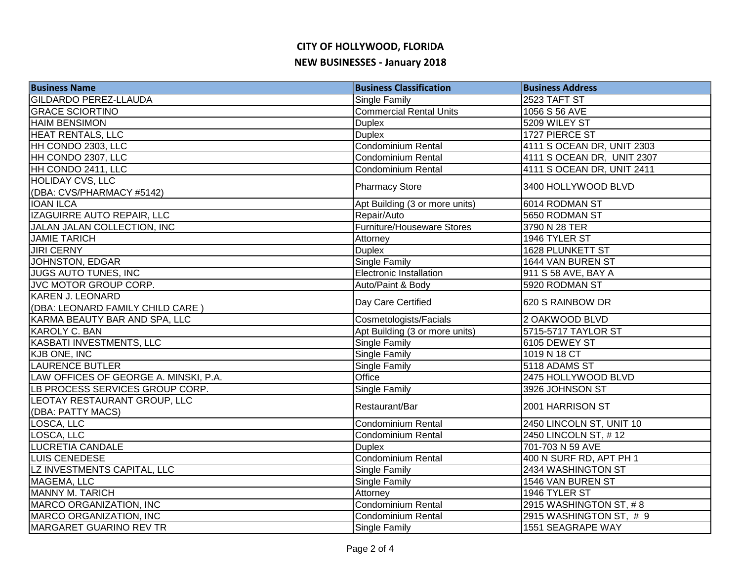# CITY OF HOLLYWOOD, FLORIDA

## NEW BUSINESSES - January 2018

| Business Name | Business Classification | Business Address |
|---|---|---|
| GILDARDO PEREZ-LLAUDA | Single Family | 2523 TAFT ST |
| GRACE SCIORTINO | Commercial Rental Units | 1056 S 56 AVE |
| HAIM BENSIMON | Duplex | 5209 WILEY ST |
| HEAT RENTALS, LLC | Duplex | 1727 PIERCE ST |
| HH CONDO 2303, LLC | Condominium Rental | 4111 S OCEAN DR, UNIT 2303 |
| HH CONDO 2307, LLC | Condominium Rental | 4111 S OCEAN DR, UNIT 2307 |
| HH CONDO 2411, LLC | Condominium Rental | 4111 S OCEAN DR, UNIT 2411 |
| HOLIDAY CVS, LLC (DBA: CVS/PHARMACY #5142) | Pharmacy Store | 3400 HOLLYWOOD BLVD |
| IOAN ILCA | Apt Building (3 or more units) | 6014 RODMAN ST |
| IZAGUIRRE AUTO REPAIR, LLC | Repair/Auto | 5650 RODMAN ST |
| JALAN JALAN COLLECTION, INC | Furniture/Houseware Stores | 3790 N 28 TER |
| JAMIE TARICH | Attorney | 1946 TYLER ST |
| JIRI CERNY | Duplex | 1628 PLUNKETT ST |
| JOHNSTON, EDGAR | Single Family | 1644 VAN BUREN ST |
| JUGS AUTO TUNES, INC | Electronic Installation | 911 S 58 AVE, BAY A |
| JVC MOTOR GROUP CORP. | Auto/Paint & Body | 5920 RODMAN ST |
| KAREN J. LEONARD (DBA: LEONARD FAMILY CHILD CARE ) | Day Care Certified | 620 S RAINBOW DR |
| KARMA BEAUTY BAR AND SPA, LLC | Cosmetologists/Facials | 2 OAKWOOD BLVD |
| KAROLY C. BAN | Apt Building (3 or more units) | 5715-5717 TAYLOR ST |
| KASBATI INVESTMENTS, LLC | Single Family | 6105 DEWEY ST |
| KJB ONE, INC | Single Family | 1019 N 18 CT |
| LAURENCE BUTLER | Single Family | 5118 ADAMS ST |
| LAW OFFICES OF GEORGE A. MINSKI, P.A. | Office | 2475 HOLLYWOOD BLVD |
| LB PROCESS SERVICES GROUP CORP. | Single Family | 3926 JOHNSON ST |
| LEOTAY RESTAURANT GROUP, LLC (DBA: PATTY MACS) | Restaurant/Bar | 2001 HARRISON ST |
| LOSCA, LLC | Condominium Rental | 2450 LINCOLN ST, UNIT 10 |
| LOSCA, LLC | Condominium Rental | 2450 LINCOLN ST, # 12 |
| LUCRETIA CANDALE | Duplex | 701-703 N 59 AVE |
| LUIS CENEDESE | Condominium Rental | 400 N SURF RD, APT PH 1 |
| LZ INVESTMENTS CAPITAL, LLC | Single Family | 2434 WASHINGTON ST |
| MAGEMA, LLC | Single Family | 1546 VAN BUREN ST |
| MANNY M. TARICH | Attorney | 1946 TYLER ST |
| MARCO ORGANIZATION, INC | Condominium Rental | 2915 WASHINGTON ST, # 8 |
| MARCO ORGANIZATION, INC | Condominium Rental | 2915 WASHINGTON ST, # 9 |
| MARGARET GUARINO REV TR | Single Family | 1551 SEAGRAPE WAY |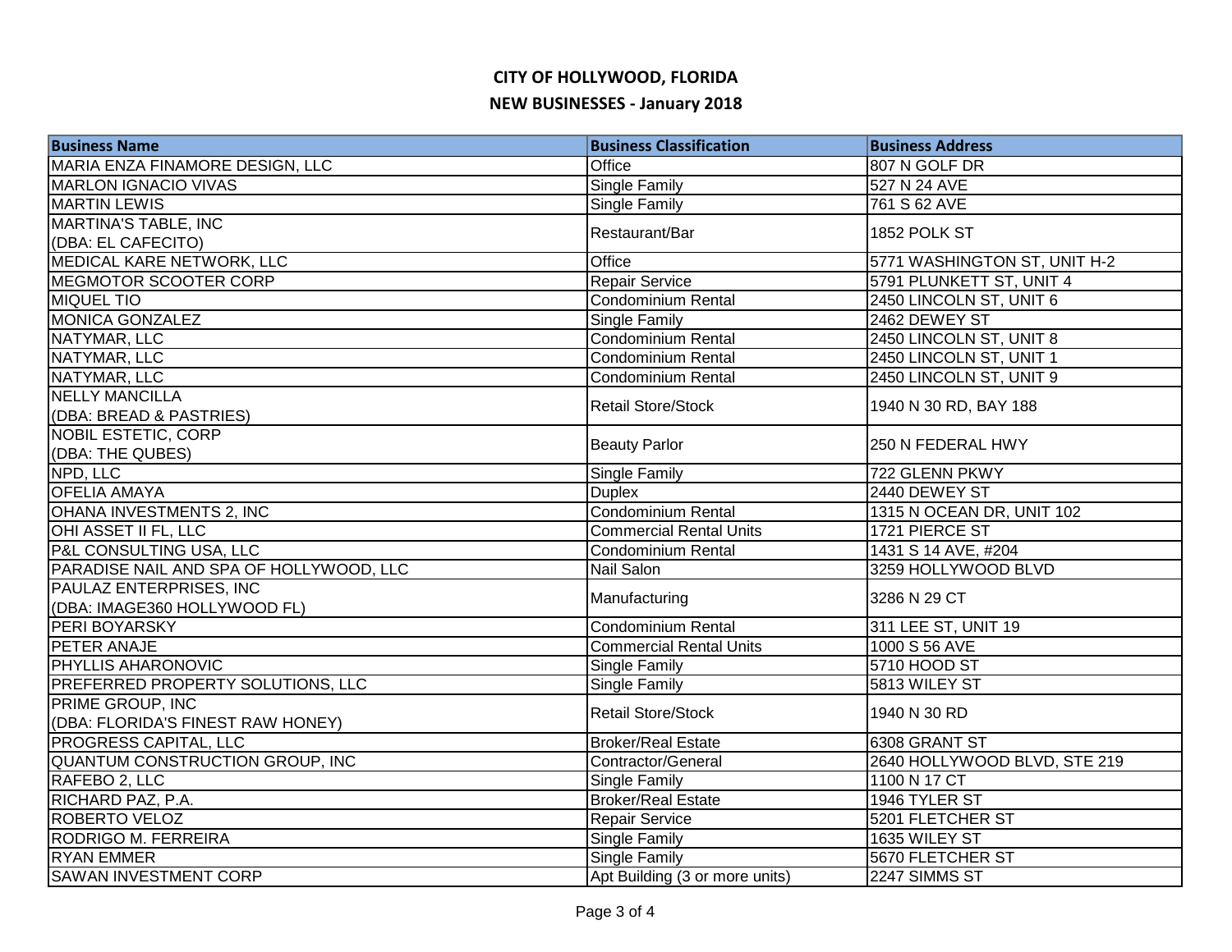# CITY OF HOLLYWOOD, FLORIDA

## NEW BUSINESSES - January 2018

| Business Name | Business Classification | Business Address |
|---|---|---|
| MARIA ENZA FINAMORE DESIGN, LLC | Office | 807 N GOLF DR |
| MARLON IGNACIO VIVAS | Single Family | 527 N 24 AVE |
| MARTIN LEWIS | Single Family | 761 S 62 AVE |
| MARTINA'S TABLE, INC (DBA: EL CAFECITO) | Restaurant/Bar | 1852 POLK ST |
| MEDICAL KARE NETWORK, LLC | Office | 5771 WASHINGTON ST, UNIT H-2 |
| MEGMOTOR SCOOTER CORP | Repair Service | 5791 PLUNKETT ST, UNIT 4 |
| MIQUEL TIO | Condominium Rental | 2450 LINCOLN ST, UNIT 6 |
| MONICA GONZALEZ | Single Family | 2462 DEWEY ST |
| NATYMAR, LLC | Condominium Rental | 2450 LINCOLN ST, UNIT 8 |
| NATYMAR, LLC | Condominium Rental | 2450 LINCOLN ST, UNIT 1 |
| NATYMAR, LLC | Condominium Rental | 2450 LINCOLN ST, UNIT 9 |
| NELLY MANCILLA (DBA: BREAD & PASTRIES) | Retail Store/Stock | 1940 N 30 RD, BAY 188 |
| NOBIL ESTETIC, CORP (DBA: THE QUBES) | Beauty Parlor | 250 N FEDERAL HWY |
| NPD, LLC | Single Family | 722 GLENN PKWY |
| OFELIA AMAYA | Duplex | 2440 DEWEY ST |
| OHANA INVESTMENTS 2, INC | Condominium Rental | 1315 N OCEAN DR, UNIT 102 |
| OHI ASSET II FL, LLC | Commercial Rental Units | 1721 PIERCE ST |
| P&L CONSULTING USA, LLC | Condominium Rental | 1431 S 14 AVE, #204 |
| PARADISE NAIL AND SPA OF HOLLYWOOD, LLC | Nail Salon | 3259 HOLLYWOOD BLVD |
| PAULAZ ENTERPRISES, INC (DBA: IMAGE360 HOLLYWOOD FL) | Manufacturing | 3286 N 29 CT |
| PERI BOYARSKY | Condominium Rental | 311 LEE ST, UNIT 19 |
| PETER ANAJE | Commercial Rental Units | 1000 S 56 AVE |
| PHYLLIS AHARONOVIC | Single Family | 5710 HOOD ST |
| PREFERRED PROPERTY SOLUTIONS, LLC | Single Family | 5813 WILEY ST |
| PRIME GROUP, INC (DBA: FLORIDA'S FINEST RAW HONEY) | Retail Store/Stock | 1940 N 30 RD |
| PROGRESS CAPITAL, LLC | Broker/Real Estate | 6308 GRANT ST |
| QUANTUM CONSTRUCTION GROUP, INC | Contractor/General | 2640 HOLLYWOOD BLVD, STE 219 |
| RAFEBO 2, LLC | Single Family | 1100 N 17 CT |
| RICHARD PAZ, P.A. | Broker/Real Estate | 1946 TYLER ST |
| ROBERTO VELOZ | Repair Service | 5201 FLETCHER ST |
| RODRIGO M. FERREIRA | Single Family | 1635 WILEY ST |
| RYAN EMMER | Single Family | 5670 FLETCHER ST |
| SAWAN INVESTMENT CORP | Apt Building (3 or more units) | 2247 SIMMS ST |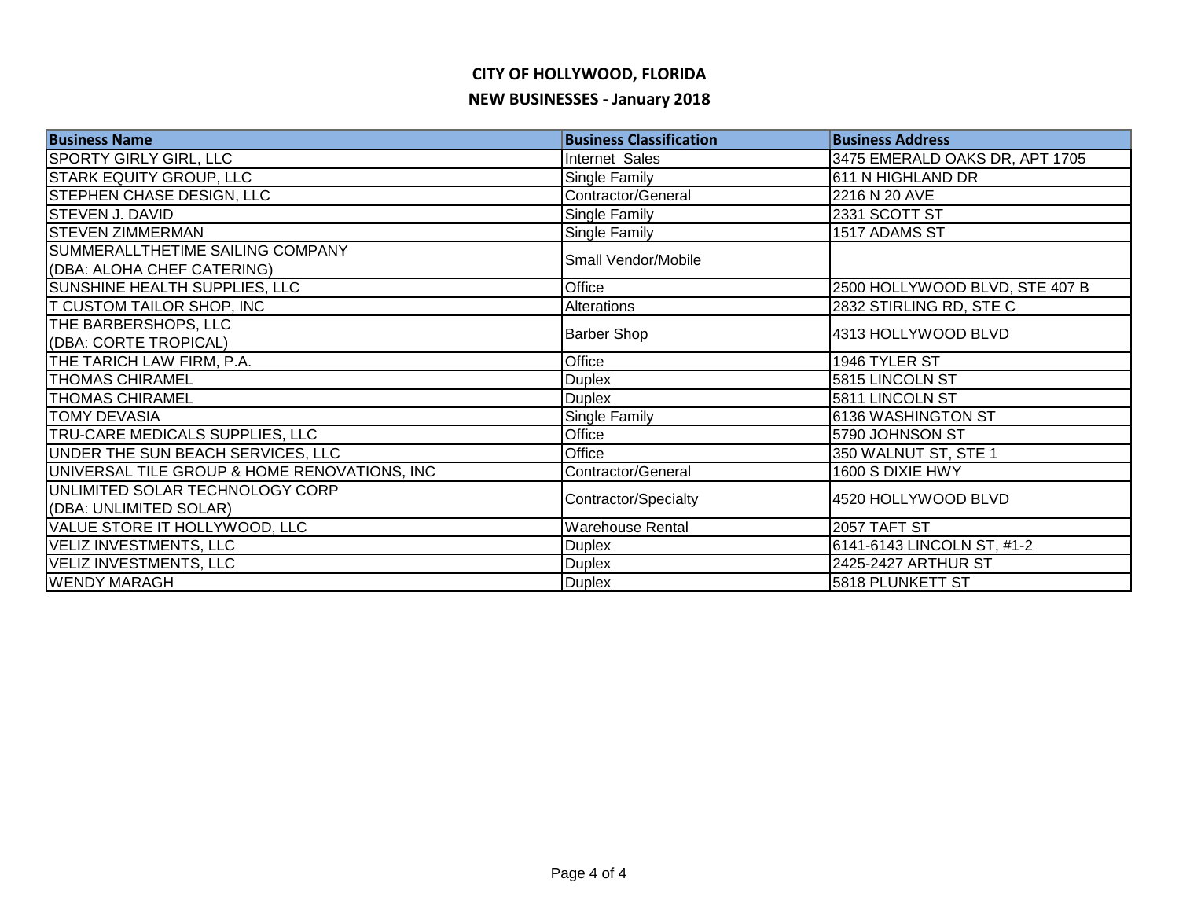## CITY OF HOLLYWOOD, FLORIDA

## NEW BUSINESSES - January 2018

| Business Name | Business Classification | Business Address |
|---|---|---|
| SPORTY GIRLY GIRL, LLC | Internet Sales | 3475 EMERALD OAKS DR, APT 1705 |
| STARK EQUITY GROUP, LLC | Single Family | 611 N HIGHLAND DR |
| STEPHEN CHASE DESIGN, LLC | Contractor/General | 2216 N 20 AVE |
| STEVEN J. DAVID | Single Family | 2331 SCOTT ST |
| STEVEN ZIMMERMAN | Single Family | 1517 ADAMS ST |
| SUMMERALLTHETIME SAILING COMPANY (DBA: ALOHA CHEF CATERING) | Small Vendor/Mobile | |
| SUNSHINE HEALTH SUPPLIES, LLC | Office | 2500 HOLLYWOOD BLVD, STE 407 B |
| T CUSTOM TAILOR SHOP, INC | Alterations | 2832 STIRLING RD, STE C |
| THE BARBERSHOPS, LLC (DBA: CORTE TROPICAL) | Barber Shop | 4313 HOLLYWOOD BLVD |
| THE TARICH LAW FIRM, P.A. | Office | 1946 TYLER ST |
| THOMAS CHIRAMEL | Duplex | 5815 LINCOLN ST |
| THOMAS CHIRAMEL | Duplex | 5811 LINCOLN ST |
| TOMY DEVASIA | Single Family | 6136 WASHINGTON ST |
| TRU-CARE MEDICALS SUPPLIES, LLC | Office | 5790 JOHNSON ST |
| UNDER THE SUN BEACH SERVICES, LLC | Office | 350 WALNUT ST, STE 1 |
| UNIVERSAL TILE GROUP & HOME RENOVATIONS, INC | Contractor/General | 1600 S DIXIE HWY |
| UNLIMITED SOLAR TECHNOLOGY CORP (DBA: UNLIMITED SOLAR) | Contractor/Specialty | 4520 HOLLYWOOD BLVD |
| VALUE STORE IT HOLLYWOOD, LLC | Warehouse Rental | 2057 TAFT ST |
| VELIZ INVESTMENTS, LLC | Duplex | 6141-6143 LINCOLN ST, #1-2 |
| VELIZ INVESTMENTS, LLC | Duplex | 2425-2427 ARTHUR ST |
| WENDY MARAGH | Duplex | 5818 PLUNKETT ST |